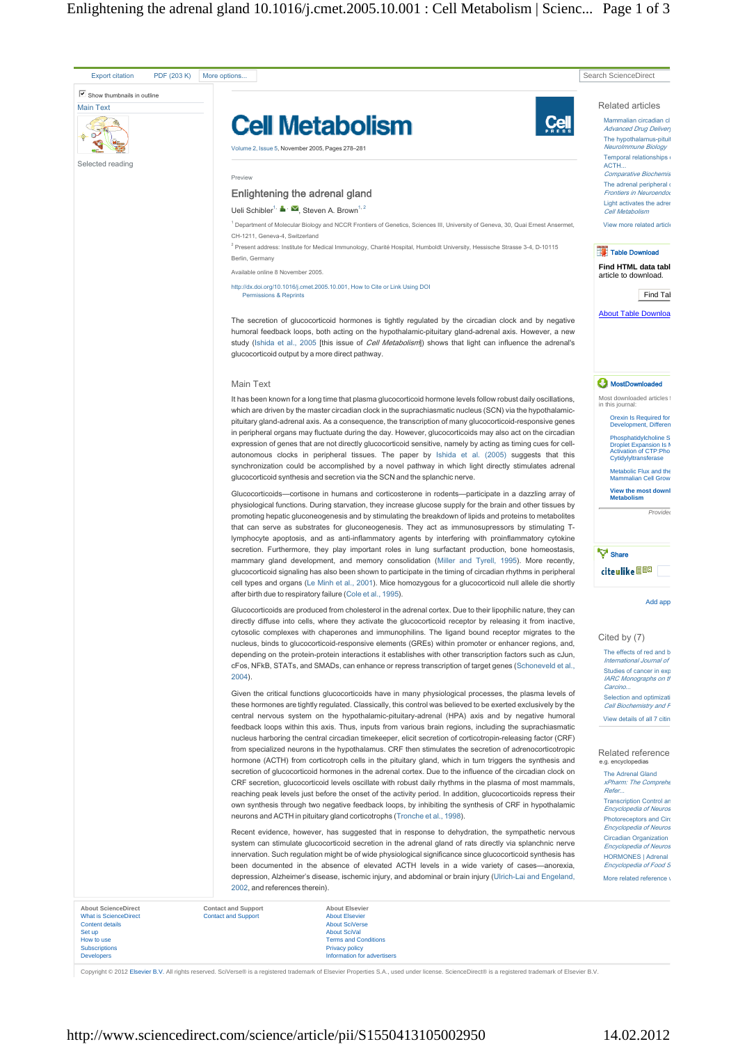# Cell Metabolism

Volume 2, Issue 5, November 2005, Pages 278–281

Preview

## Enlightening the adrenal gland

Ueli Schibler[1], Steven A. Brown[1,2]

[1] Department of Molecular Biology and NCCR Frontiers of Genetics, Sciences III, University of Geneva, 30, Quai Ernest Ansermet, CH-1211, Geneva-4, Switzerland

[2] Present address: Institute for Medical Immunology, Charité Hospital, Humboldt University, Hessische Strasse 3-4, D-10115 Berlin, Germany

Available online 8 November 2005.

http://dx.doi.org/10.1016/j.cmet.2005.10.001

The secretion of glucocorticoid hormones is tightly regulated by the circadian clock and by negative humoral feedback loops, both acting on the hypothalamic-pituitary gland-adrenal axis. However, a new study (Ishida et al., 2005 [this issue of *Cell Metabolism*]) shows that light can influence the adrenal's glucocorticoid output by a more direct pathway.

## Main Text

It has been known for a long time that plasma glucocorticoid hormone levels follow robust daily oscillations, which are driven by the master circadian clock in the suprachiasmatic nucleus (SCN) via the hypothalamic-pituitary gland-adrenal axis. As a consequence, the transcription of many glucocorticoid-responsive genes in peripheral organs may fluctuate during the day. However, glucocorticoids may also act on the circadian expression of genes that are not directly glucocorticoid sensitive, namely by acting as timing cues for cell-autonomous clocks in peripheral tissues. The paper by Ishida et al. (2005) suggests that this synchronization could be accomplished by a novel pathway in which light directly stimulates adrenal glucocorticoid synthesis and secretion via the SCN and the splanchnic nerve.

Glucocorticoids—cortisone in humans and corticosterone in rodents—participate in a dazzling array of physiological functions. During starvation, they increase glucose supply for the brain and other tissues by promoting hepatic gluconeogenesis and by stimulating the breakdown of lipids and proteins to metabolites that can serve as substrates for gluconeogenesis. They act as immunosuppressors by stimulating T-lymphocyte apoptosis, and as anti-inflammatory agents by interfering with proinflammatory cytokine secretion. Furthermore, they play important roles in lung surfactant production, bone homeostasis, mammary gland development, and memory consolidation (Miller and Tyrell, 1995). More recently, glucocorticoid signaling has also been shown to participate in the timing of circadian rhythms in peripheral cell types and organs (Le Minh et al., 2001). Mice homozygous for a glucocorticoid null allele die shortly after birth due to respiratory failure (Cole et al., 1995).

Glucocorticoids are produced from cholesterol in the adrenal cortex. Due to their lipophilic nature, they can directly diffuse into cells, where they activate the glucocorticoid receptor by releasing it from inactive, cytosolic complexes with chaperones and immunophilins. The ligand bound receptor migrates to the nucleus, binds to glucocorticoid-responsive elements (GREs) within promoter or enhancer regions, and, depending on the protein-protein interactions it establishes with other transcription factors such as cJun, cFos, NFκB, STATs, and SMADs, can enhance or repress transcription of target genes (Schoneveld et al., 2004).

Given the critical functions glucocorticoids have in many physiological processes, the plasma levels of these hormones are tightly regulated. Classically, this control was believed to be exerted exclusively by the central nervous system on the hypothalamic-pituitary-adrenal (HPA) axis and by negative humoral feedback loops within this axis. Thus, inputs from various brain regions, including the suprachiasmatic nucleus harboring the central circadian timekeeper, elicit secretion of corticotropin-releasing factor (CRF) from specialized neurons in the hypothalamus. CRF then stimulates the secretion of adrenocorticotropic hormone (ACTH) from corticotroph cells in the pituitary gland, which in turn triggers the synthesis and secretion of glucocorticoid hormones in the adrenal cortex. Due to the influence of the circadian clock on CRF secretion, glucocorticoid levels oscillate with robust daily rhythms in the plasma of most mammals, reaching peak levels just before the onset of the activity period. In addition, glucocorticoids repress their own synthesis through two negative feedback loops, namely by inhibiting the synthesis of CRF in hypothalamic neurons and ACTH in pituitary gland corticotrophs (Tronche et al., 1998).

Recent evidence, however, has suggested that in response to dehydration, the sympathetic nervous system can stimulate glucocorticoid secretion in the adrenal gland of rats directly via splanchnic nerve innervation. Such regulation might be of wide physiological significance since glucocorticoid synthesis has been documented in the absence of elevated ACTH levels in a wide variety of cases—anorexia, depression, Alzheimer's disease, ischemic injury, and abdominal or brain injury (Ulrich-Lai and Engeland, 2002, and references therein).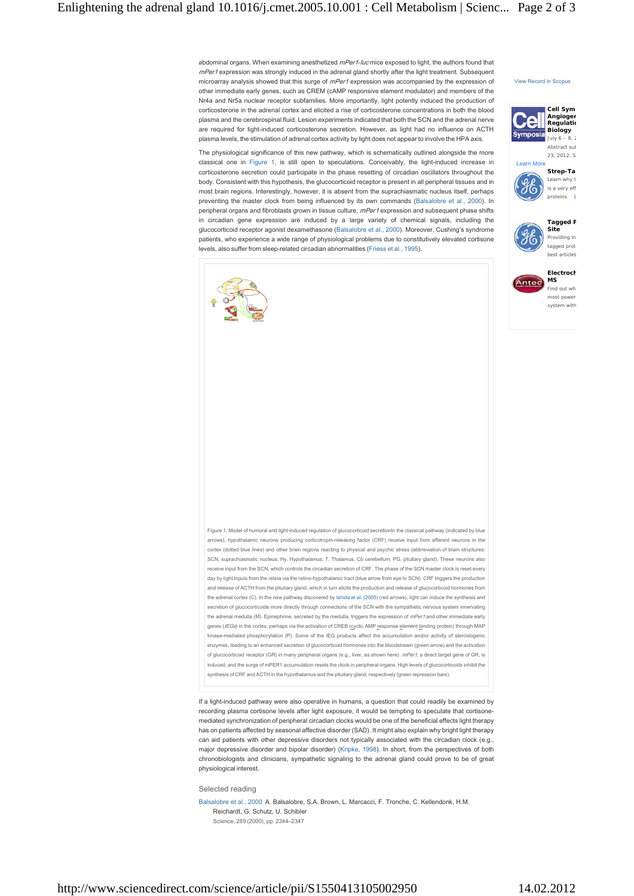abdominal organs. When examining anesthetized *mPer1-luc* mice exposed to light, the authors found that *mPer1* expression was strongly induced in the adrenal gland shortly after the light treatment. Subsequent microarray analysis showed that this surge of *mPer1* expression was accompanied by the expression of other immediate early genes, such as CREM (cAMP responsive element modulator) and members of the Nr4a and Nr5a nuclear receptor subfamilies. More importantly, light potently induced the production of corticosterone in the adrenal cortex and elicited a rise of corticosterone concentrations in both the blood plasma and the cerebrospinal fluid. Lesion experiments indicated that both the SCN and the adrenal nerve are required for light-induced corticosterone secretion. However, as light had no influence on ACTH plasma levels, the stimulation of adrenal cortex activity by light does not appear to involve the HPA axis.

The physiological significance of this new pathway, which is schematically outlined alongside the more classical one in Figure 1, is still open to speculations. Conceivably, the light-induced increase in corticosterone secretion could participate in the phase resetting of circadian oscillators throughout the body. Consistent with this hypothesis, the glucocorticoid receptor is present in all peripheral tissues and in most brain regions. Interestingly, however, it is absent from the suprachiasmatic nucleus itself, perhaps preventing the master clock from being influenced by its own commands (Balsalobre et al., 2000). In peripheral organs and fibroblasts grown in tissue culture, *mPer1* expression and subsequent phase shifts in circadian gene expression are induced by a large variety of chemical signals, including the glucocorticoid receptor agonist dexamethasone (Balsalobre et al., 2000). Moreover, Cushing's syndrome patients, who experience a wide range of physiological problems due to constitutively elevated cortisone levels, also suffer from sleep-related circadian abnormalities (Friess et al., 1995).

Figure 1. Model of humoral and light-induced regulation of glucocorticoid secretionIn the classical pathway (indicated by blue arrows), hypothalamic neurons producing corticotropin-releasing factor (CRF) receive input from afferent neurons in the cortex (dotted blue lines) and other brain regions reacting to physical and psychic stress (abbreviation of brain structures: SCN, suprachiasmatic nucleus; Hy, Hypothalamus; T, Thalamus, Cb cerebellum; PG, pituitary gland). These neurons also receive input from the SCN, which controls the circadian secretion of CRF. The phase of the SCN master clock is reset every day by light inputs from the retina via the retino-hypothalamic tract (blue arrow from eye to SCN). CRF triggers the production and release of ACTH from the pituitary gland, which in turn elicits the production and release of glucocorticoide hormones from the adrenal cortex (C). In the new pathway discovered by Ishida et al. (2005) (red arrows), light can induce the synthesis and secretion of glucocorticoids more directly through connections of the SCN with the sympathetic nervous system innervating the adrenal medulla (M). Epinephrine, secreted by the medulla, triggers the expression of *mPer1* and other immediate early genes (*IEGs*) in the cortex, perhaps via the activation of CREB (cyclic AMP response element binding protein) through MAP kinase-mediated phosphorylation (P). Some of the IEG products affect the accumulation and/or activity of steroidogenic enzymes, leading to an enhanced secretion of glucocorticoid hormones into the bloodstream (green arrow) and the activation of glucocorticoid receptor (GR) in many peripheral organs (e.g., liver, as shown here). *mPer1*, a direct target gene of GR, is induced, and the surge of mPER1 accumulation resets the clock in peripheral organs. High levels of glucocorticoids inhibit the synthesis of CRF and ACTH in the hypothalamus and the pituitary gland, respectively (green repression bars).

If a light-induced pathway were also operative in humans, a question that could readily be examined by recording plasma cortisone levels after light exposure, it would be tempting to speculate that cortisone-mediated synchronization of peripheral circadian clocks would be one of the beneficial effects light therapy has on patients affected by seasonal affective disorder (SAD). It might also explain why bright light therapy can aid patients with other depressive disorders not typically associated with the circadian clock (e.g., major depressive disorder and bipolar disorder) (Kripke, 1998). In short, from the perspectives of both chronobiologists and clinicians, sympathetic signaling to the adrenal gland could prove to be of great physiological interest.

## Selected reading

Balsalobre et al., 2000 A. Balsalobre, S.A. Brown, L. Marcacci, F. Tronche, C. Kellendonk, H.M. Reichardt, G. Schutz, U. Schibler
Science, 289 (2000), pp. 2344–2347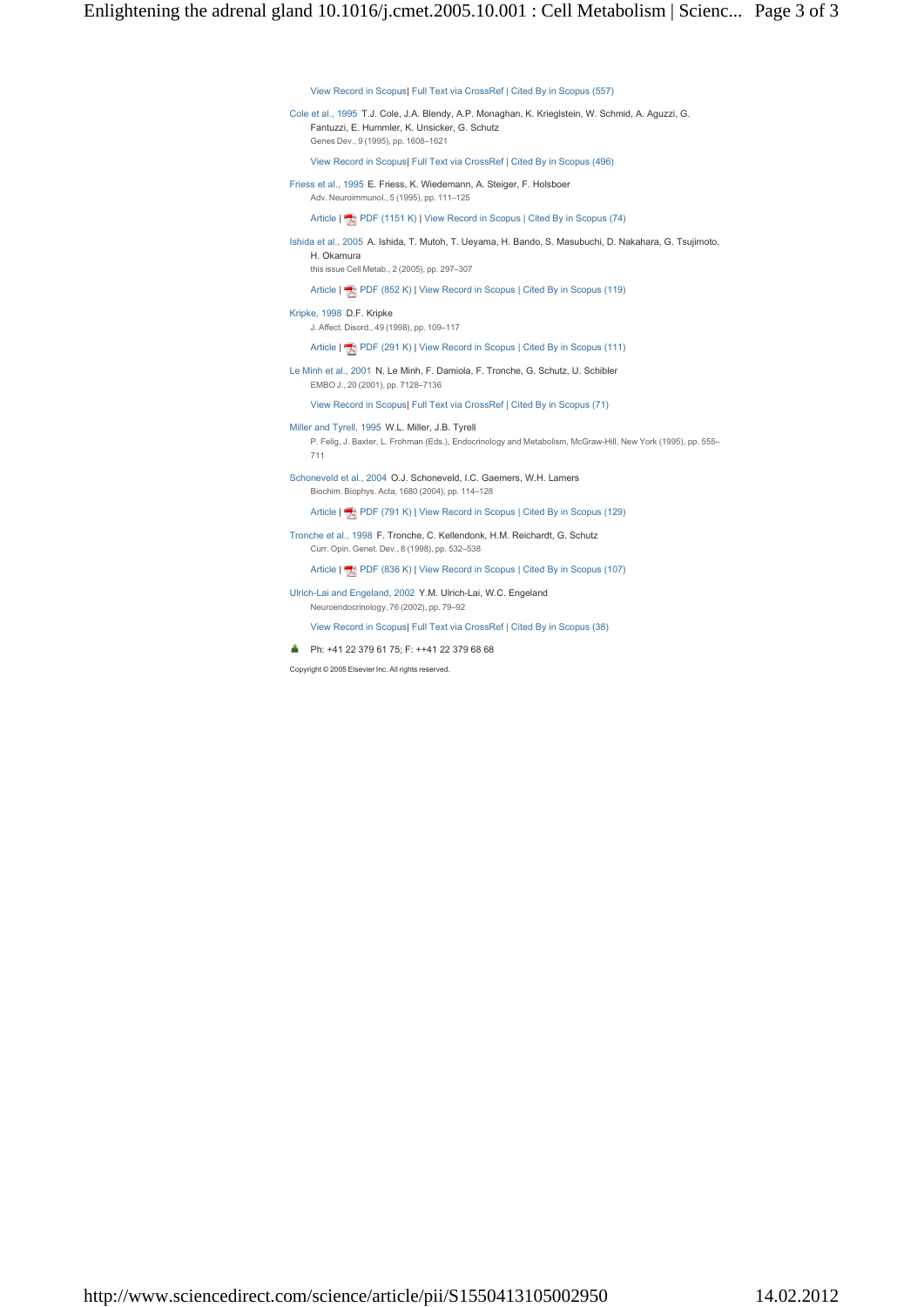View Record in Scopus| Full Text via CrossRef | Cited By in Scopus (557)

Cole et al., 1995 T.J. Cole, J.A. Blendy, A.P. Monaghan, K. Krieglstein, W. Schmid, A. Aguzzi, G. Fantuzzi, E. Hummler, K. Unsicker, G. Schutz
Genes Dev., 9 (1995), pp. 1608–1621

View Record in Scopus| Full Text via CrossRef | Cited By in Scopus (496)

Friess et al., 1995 E. Friess, K. Wiedemann, A. Steiger, F. Holsboer
Adv. Neuroimmunol., 5 (1995), pp. 111–125

Article | PDF (1151 K) | View Record in Scopus | Cited By in Scopus (74)

Ishida et al., 2005 A. Ishida, T. Mutoh, T. Ueyama, H. Bando, S. Masubuchi, D. Nakahara, G. Tsujimoto, H. Okamura
this issue Cell Metab., 2 (2005), pp. 297–307

Article | PDF (852 K) | View Record in Scopus | Cited By in Scopus (119)

Kripke, 1998 D.F. Kripke
J. Affect. Disord., 49 (1998), pp. 109–117

Article | PDF (291 K) | View Record in Scopus | Cited By in Scopus (111)

Le Minh et al., 2001 N. Le Minh, F. Damiola, F. Tronche, G. Schutz, U. Schibler
EMBO J., 20 (2001), pp. 7128–7136

View Record in Scopus| Full Text via CrossRef | Cited By in Scopus (71)

Miller and Tyrell, 1995 W.L. Miller, J.B. Tyrell
P. Felig, J. Baxter, L. Frohman (Eds.), Endocrinology and Metabolism, McGraw-Hill, New York (1995), pp. 555–711

Schoneveld et al., 2004 O.J. Schoneveld, I.C. Gaemers, W.H. Lamers
Biochim. Biophys. Acta, 1680 (2004), pp. 114–128

Article | PDF (791 K) | View Record in Scopus | Cited By in Scopus (129)

Tronche et al., 1998 F. Tronche, C. Kellendonk, H.M. Reichardt, G. Schutz
Curr. Opin. Genet. Dev., 8 (1998), pp. 532–538

Article | PDF (836 K) | View Record in Scopus | Cited By in Scopus (107)

Ulrich-Lai and Engeland, 2002 Y.M. Ulrich-Lai, W.C. Engeland
Neuroendocrinology, 76 (2002), pp. 79–92

View Record in Scopus| Full Text via CrossRef | Cited By in Scopus (38)

Ph: +41 22 379 61 75; F: ++41 22 379 68 68

Copyright © 2005 Elsevier Inc. All rights reserved.